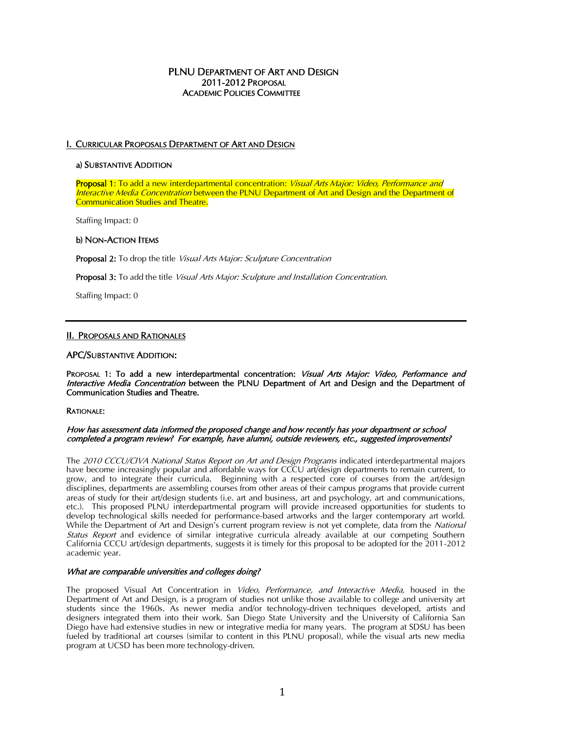# PLNU Department of Art and Design
## 2011-2012 Proposal
## Academic Policies Committee

## I. Curricular Proposals Department of Art and Design

### a) Substantive Addition

**Proposal 1**: To add a new interdepartmental concentration: *Visual Arts Major: Video, Performance and Interactive Media Concentration* between the PLNU Department of Art and Design and the Department of Communication Studies and Theatre.

Staffing Impact: 0

### b) Non-Action Items

**Proposal 2:** To drop the title *Visual Arts Major: Sculpture Concentration*

**Proposal 3:** To add the title *Visual Arts Major: Sculpture and Installation Concentration.*

Staffing Impact: 0

---

## II. Proposals and Rationales

### APC/Substantive Addition:

**Proposal 1: To add a new interdepartmental concentration: *Visual Arts Major: Video, Performance and Interactive Media Concentration* between the PLNU Department of Art and Design and the Department of Communication Studies and Theatre.**

**Rationale:**

***How has assessment data informed the proposed change and how recently has your department or school completed a program review? For example, have alumni, outside reviewers, etc., suggested improvements?***

The *2010 CCCU/CIVA National Status Report on Art and Design Programs* indicated interdepartmental majors have become increasingly popular and affordable ways for CCCU art/design departments to remain current, to grow, and to integrate their curricula. Beginning with a respected core of courses from the art/design disciplines, departments are assembling courses from other areas of their campus programs that provide current areas of study for their art/design students (i.e. art and business, art and psychology, art and communications, etc.). This proposed PLNU interdepartmental program will provide increased opportunities for students to develop technological skills needed for performance-based artworks and the larger contemporary art world. While the Department of Art and Design's current program review is not yet complete, data from the *National Status Report* and evidence of similar integrative curricula already available at our competing Southern California CCCU art/design departments, suggests it is timely for this proposal to be adopted for the 2011-2012 academic year.

***What are comparable universities and colleges doing?***

The proposed Visual Art Concentration in *Video, Performance, and Interactive Media,* housed in the Department of Art and Design, is a program of studies not unlike those available to college and university art students since the 1960s. As newer media and/or technology-driven techniques developed, artists and designers integrated them into their work. San Diego State University and the University of California San Diego have had extensive studies in new or integrative media for many years. The program at SDSU has been fueled by traditional art courses (similar to content in this PLNU proposal), while the visual arts new media program at UCSD has been more technology-driven.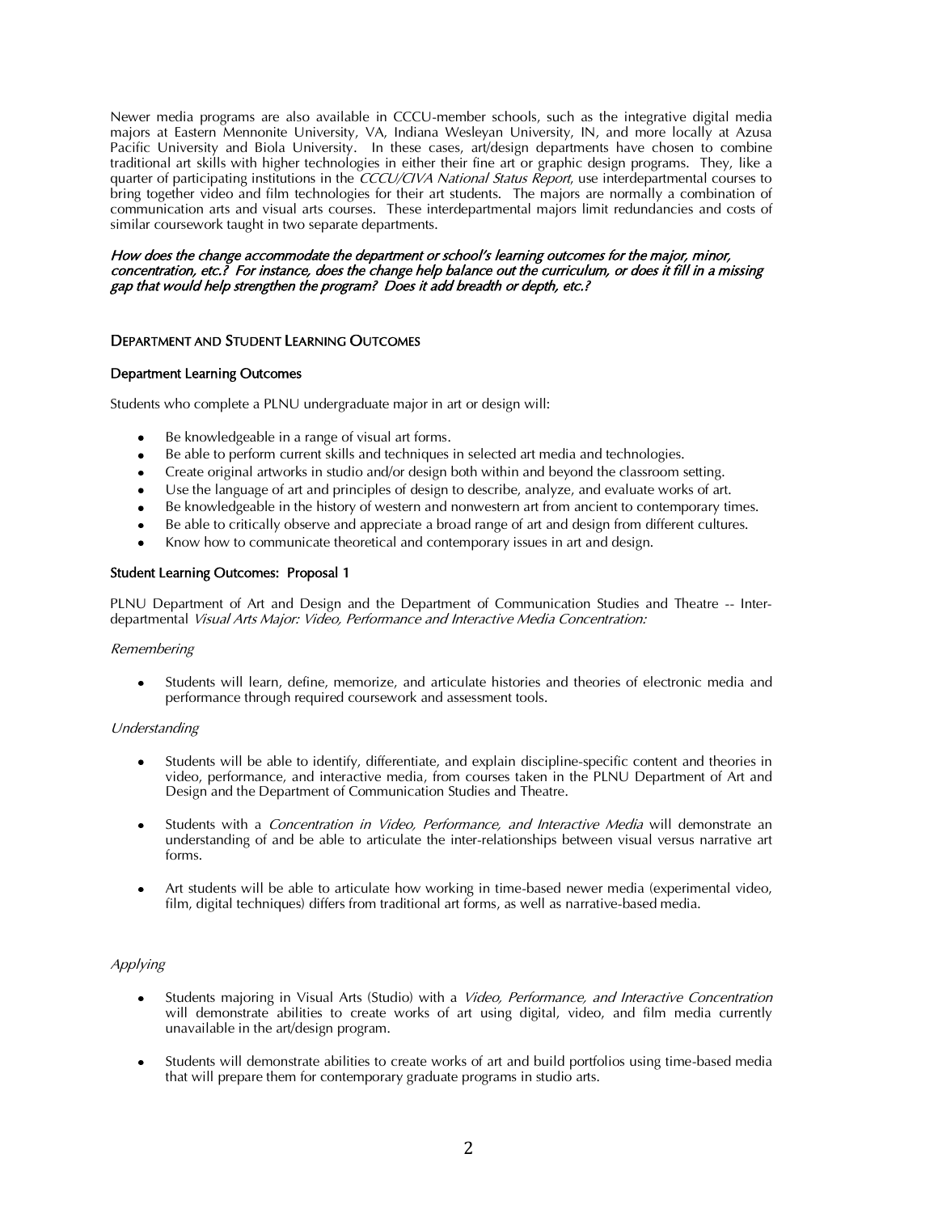Newer media programs are also available in CCCU-member schools, such as the integrative digital media majors at Eastern Mennonite University, VA, Indiana Wesleyan University, IN, and more locally at Azusa Pacific University and Biola University. In these cases, art/design departments have chosen to combine traditional art skills with higher technologies in either their fine art or graphic design programs. They, like a quarter of participating institutions in the *CCCU/CIVA National Status Report*, use interdepartmental courses to bring together video and film technologies for their art students. The majors are normally a combination of communication arts and visual arts courses. These interdepartmental majors limit redundancies and costs of similar coursework taught in two separate departments.

*How does the change accommodate the department or school's learning outcomes for the major, minor, concentration, etc.? For instance, does the change help balance out the curriculum, or does it fill in a missing gap that would help strengthen the program? Does it add breadth or depth, etc.?*

## Department and Student Learning Outcomes

### Department Learning Outcomes

Students who complete a PLNU undergraduate major in art or design will:

- Be knowledgeable in a range of visual art forms.
- Be able to perform current skills and techniques in selected art media and technologies.
- Create original artworks in studio and/or design both within and beyond the classroom setting.
- Use the language of art and principles of design to describe, analyze, and evaluate works of art.
- Be knowledgeable in the history of western and nonwestern art from ancient to contemporary times.
- Be able to critically observe and appreciate a broad range of art and design from different cultures.
- Know how to communicate theoretical and contemporary issues in art and design.

### Student Learning Outcomes: Proposal 1

PLNU Department of Art and Design and the Department of Communication Studies and Theatre -- Inter-departmental *Visual Arts Major: Video, Performance and Interactive Media Concentration:*

*Remembering*

- Students will learn, define, memorize, and articulate histories and theories of electronic media and performance through required coursework and assessment tools.

*Understanding*

- Students will be able to identify, differentiate, and explain discipline-specific content and theories in video, performance, and interactive media, from courses taken in the PLNU Department of Art and Design and the Department of Communication Studies and Theatre.

- Students with a *Concentration in Video, Performance, and Interactive Media* will demonstrate an understanding of and be able to articulate the inter-relationships between visual versus narrative art forms.

- Art students will be able to articulate how working in time-based newer media (experimental video, film, digital techniques) differs from traditional art forms, as well as narrative-based media.

*Applying*

- Students majoring in Visual Arts (Studio) with a *Video, Performance, and Interactive Concentration* will demonstrate abilities to create works of art using digital, video, and film media currently unavailable in the art/design program.

- Students will demonstrate abilities to create works of art and build portfolios using time-based media that will prepare them for contemporary graduate programs in studio arts.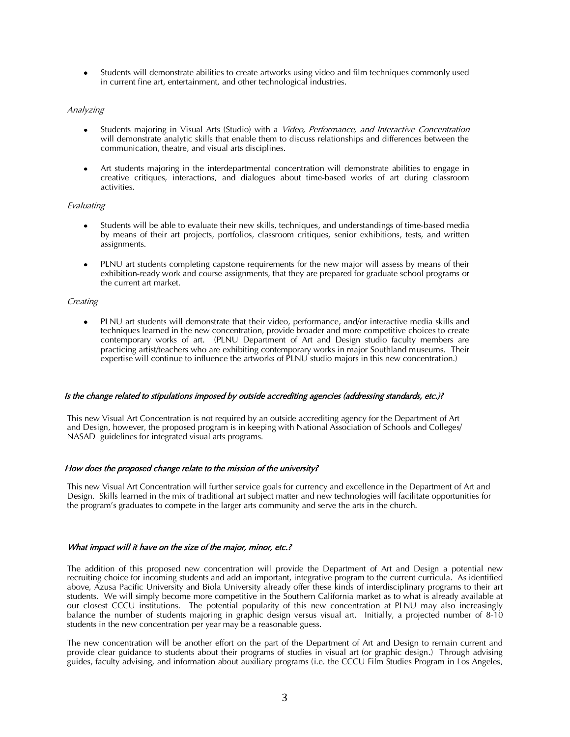- Students will demonstrate abilities to create artworks using video and film techniques commonly used in current fine art, entertainment, and other technological industries.

*Analyzing*

- Students majoring in Visual Arts (Studio) with a *Video, Performance, and Interactive Concentration* will demonstrate analytic skills that enable them to discuss relationships and differences between the communication, theatre, and visual arts disciplines.

- Art students majoring in the interdepartmental concentration will demonstrate abilities to engage in creative critiques, interactions, and dialogues about time-based works of art during classroom activities.

*Evaluating*

- Students will be able to evaluate their new skills, techniques, and understandings of time-based media by means of their art projects, portfolios, classroom critiques, senior exhibitions, tests, and written assignments.

- PLNU art students completing capstone requirements for the new major will assess by means of their exhibition-ready work and course assignments, that they are prepared for graduate school programs or the current art market.

*Creating*

- PLNU art students will demonstrate that their video, performance, and/or interactive media skills and techniques learned in the new concentration, provide broader and more competitive choices to create contemporary works of art. (PLNU Department of Art and Design studio faculty members are practicing artist/teachers who are exhibiting contemporary works in major Southland museums. Their expertise will continue to influence the artworks of PLNU studio majors in this new concentration.)

*Is the change related to stipulations imposed by outside accrediting agencies (addressing standards, etc.)?*

This new Visual Art Concentration is not required by an outside accrediting agency for the Department of Art and Design, however, the proposed program is in keeping with National Association of Schools and Colleges/ NASAD guidelines for integrated visual arts programs.

*How does the proposed change relate to the mission of the university?*

This new Visual Art Concentration will further service goals for currency and excellence in the Department of Art and Design. Skills learned in the mix of traditional art subject matter and new technologies will facilitate opportunities for the program's graduates to compete in the larger arts community and serve the arts in the church.

*What impact will it have on the size of the major, minor, etc.?*

The addition of this proposed new concentration will provide the Department of Art and Design a potential new recruiting choice for incoming students and add an important, integrative program to the current curricula. As identified above, Azusa Pacific University and Biola University already offer these kinds of interdisciplinary programs to their art students. We will simply become more competitive in the Southern California market as to what is already available at our closest CCCU institutions. The potential popularity of this new concentration at PLNU may also increasingly balance the number of students majoring in graphic design versus visual art. Initially, a projected number of 8-10 students in the new concentration per year may be a reasonable guess.

The new concentration will be another effort on the part of the Department of Art and Design to remain current and provide clear guidance to students about their programs of studies in visual art (or graphic design.) Through advising guides, faculty advising, and information about auxiliary programs (i.e. the CCCU Film Studies Program in Los Angeles,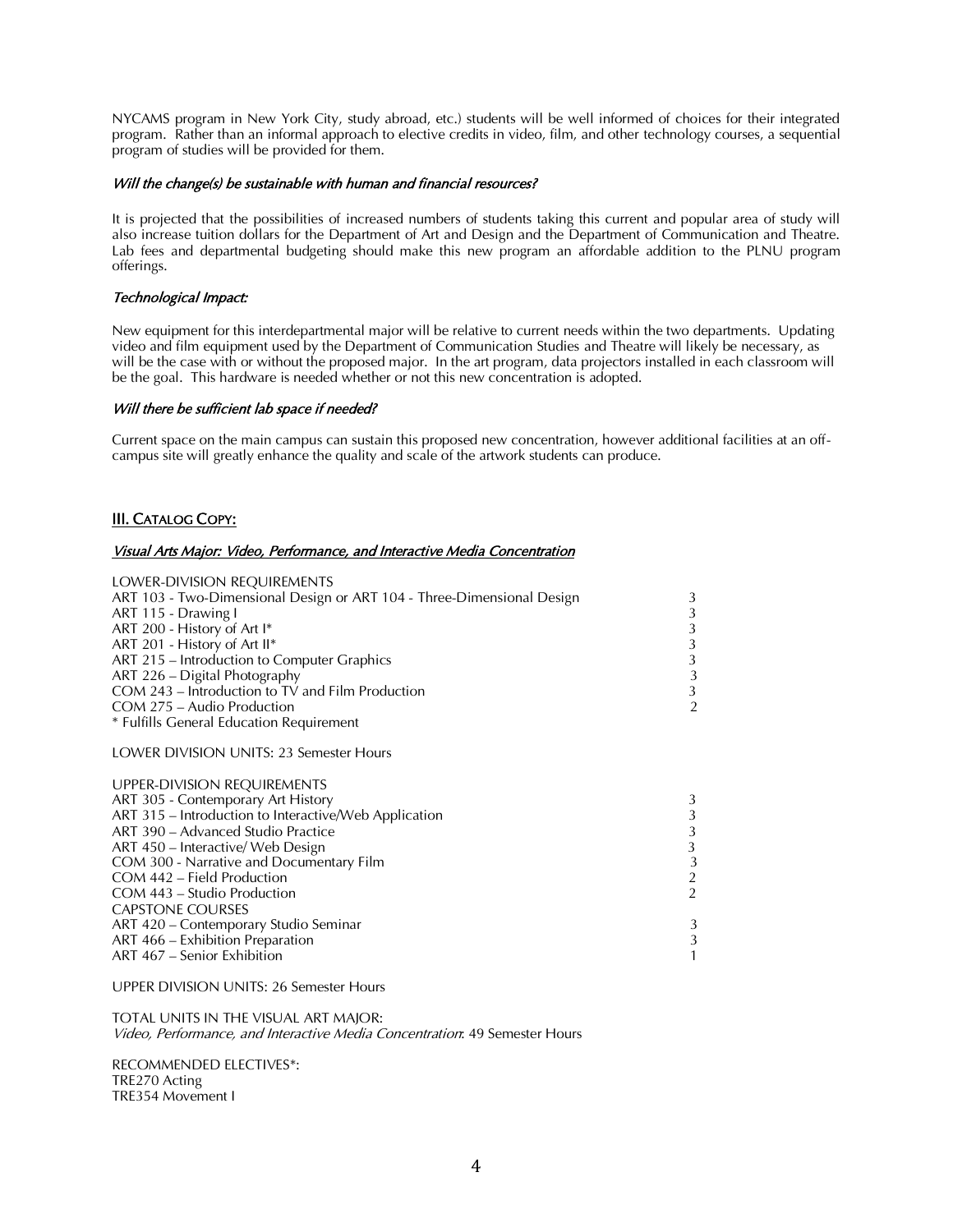NYCAMS program in New York City, study abroad, etc.) students will be well informed of choices for their integrated program. Rather than an informal approach to elective credits in video, film, and other technology courses, a sequential program of studies will be provided for them.

*Will the change(s) be sustainable with human and financial resources?*

It is projected that the possibilities of increased numbers of students taking this current and popular area of study will also increase tuition dollars for the Department of Art and Design and the Department of Communication and Theatre. Lab fees and departmental budgeting should make this new program an affordable addition to the PLNU program offerings.

*Technological Impact:*

New equipment for this interdepartmental major will be relative to current needs within the two departments. Updating video and film equipment used by the Department of Communication Studies and Theatre will likely be necessary, as will be the case with or without the proposed major. In the art program, data projectors installed in each classroom will be the goal. This hardware is needed whether or not this new concentration is adopted.

*Will there be sufficient lab space if needed?*

Current space on the main campus can sustain this proposed new concentration, however additional facilities at an off-campus site will greatly enhance the quality and scale of the artwork students can produce.

## III. CATALOG COPY:

### *Visual Arts Major: Video, Performance, and Interactive Media Concentration*

| LOWER-DIVISION REQUIREMENTS | |
|---|---|
| ART 103 - Two-Dimensional Design or ART 104 - Three-Dimensional Design | 3 |
| ART 115 - Drawing I | 3 |
| ART 200 - History of Art I* | 3 |
| ART 201 - History of Art II* | 3 |
| ART 215 – Introduction to Computer Graphics | 3 |
| ART 226 – Digital Photography | 3 |
| COM 243 – Introduction to TV and Film Production | 3 |
| COM 275 – Audio Production | 2 |

\* Fulfills General Education Requirement

LOWER DIVISION UNITS: 23 Semester Hours

| UPPER-DIVISION REQUIREMENTS | |
|---|---|
| ART 305 - Contemporary Art History | 3 |
| ART 315 – Introduction to Interactive/Web Application | 3 |
| ART 390 – Advanced Studio Practice | 3 |
| ART 450 – Interactive/ Web Design | 3 |
| COM 300 - Narrative and Documentary Film | 3 |
| COM 442 – Field Production | 2 |
| COM 443 – Studio Production | 2 |
| CAPSTONE COURSES | |
| ART 420 – Contemporary Studio Seminar | 3 |
| ART 466 – Exhibition Preparation | 3 |
| ART 467 – Senior Exhibition | 1 |

UPPER DIVISION UNITS: 26 Semester Hours

TOTAL UNITS IN THE VISUAL ART MAJOR:
*Video, Performance, and Interactive Media Concentration*: 49 Semester Hours

RECOMMENDED ELECTIVES*:
TRE270 Acting
TRE354 Movement I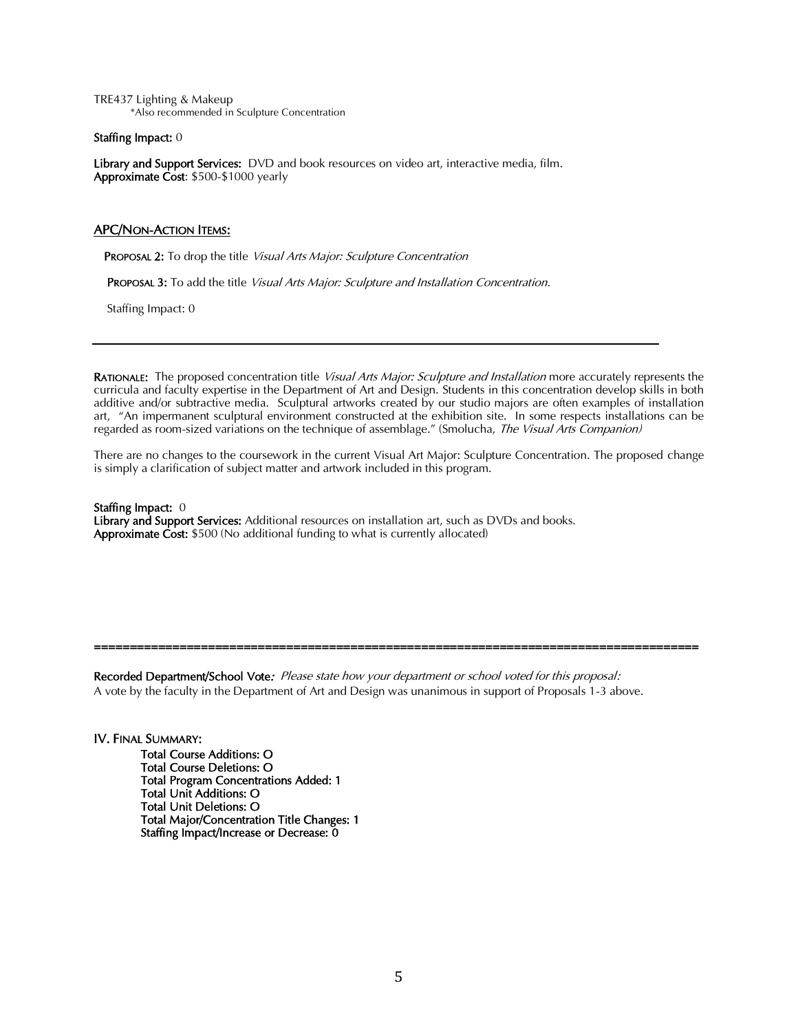TRE437 Lighting & Makeup
*Also recommended in Sculpture Concentration

**Staffing Impact:** 0

**Library and Support Services:** DVD and book resources on video art, interactive media, film.
**Approximate Cost**: $500-$1000 yearly

## APC/Non-Action Items:

**Proposal 2:** To drop the title *Visual Arts Major: Sculpture Concentration*

**Proposal 3:** To add the title *Visual Arts Major: Sculpture and Installation Concentration.*

Staffing Impact: 0

---

**Rationale:** The proposed concentration title *Visual Arts Major: Sculpture and Installation* more accurately represents the curricula and faculty expertise in the Department of Art and Design. Students in this concentration develop skills in both additive and/or subtractive media. Sculptural artworks created by our studio majors are often examples of installation art, "An impermanent sculptural environment constructed at the exhibition site. In some respects installations can be regarded as room-sized variations on the technique of assemblage." (Smolucha, *The Visual Arts Companion)*

There are no changes to the coursework in the current Visual Art Major: Sculpture Concentration. The proposed change is simply a clarification of subject matter and artwork included in this program.

**Staffing Impact:** 0
**Library and Support Services:** Additional resources on installation art, such as DVDs and books.
**Approximate Cost:** $500 (No additional funding to what is currently allocated)

==================================================================================

**Recorded Department/School Vote***: Please state how your department or school voted for this proposal:*
A vote by the faculty in the Department of Art and Design was unanimous in support of Proposals 1-3 above.

## IV. Final Summary:

**Total Course Additions: O**
**Total Course Deletions: O**
**Total Program Concentrations Added: 1**
**Total Unit Additions: O**
**Total Unit Deletions: O**
**Total Major/Concentration Title Changes: 1**
**Staffing Impact/Increase or Decrease: 0**